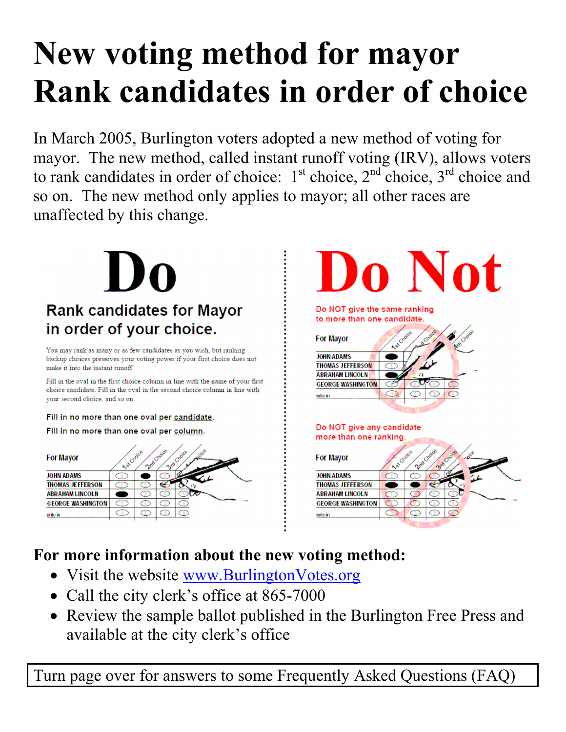# New voting method for mayor
# Rank candidates in order of choice

In March 2005, Burlington voters adopted a new method of voting for mayor. The new method, called instant runoff voting (IRV), allows voters to rank candidates in order of choice: 1st choice, 2nd choice, 3rd choice and so on. The new method only applies to mayor; all other races are unaffected by this change.

## Do

### Rank candidates for Mayor in order of your choice.

You may rank as many or as few candidates as you wish, but ranking backup choices preserves your voting power if your first choice does not make it into the instant runoff.

Fill in the oval in the first choice column in line with the name of your first choice candidate. Fill in the oval in the second choice column in line with your second choice, and so on.

**Fill in no more than one oval per candidate.**

**Fill in no more than one oval per column.**

For Mayor

| | 1st Choice | 2nd Choice | 3rd Choice | 4th Choice |
|---|---|---|---|---|
| JOHN ADAMS | ○ | ● | ○ | ○ |
| THOMAS JEFFERSON | ○ | ○ | ○ | ○ |
| ABRAHAM LINCOLN | ● | ○ | ○ | ○ |
| GEORGE WASHINGTON | ○ | ○ | ○ | ○ |
| write-in | ○ | ○ | ○ | ○ |

## Do Not

Do NOT give the same ranking to more than one candidate.

For Mayor

| | 1st Choice | 2nd Choice | 3rd Choice | 4th Choice |
|---|---|---|---|---|
| JOHN ADAMS | ● | ○ | ○ | ○ |
| THOMAS JEFFERSON | ○ | ○ | ○ | ○ |
| ABRAHAM LINCOLN | ● | ○ | ○ | ○ |
| GEORGE WASHINGTON | ○ | ○ | ○ | ○ |
| write-in | ○ | ○ | ○ | ○ |

Do NOT give any candidate more than one ranking.

For Mayor

| | 1st Choice | 2nd Choice | 3rd Choice | 4th Choice |
|---|---|---|---|---|
| JOHN ADAMS | ○ | ○ | ○ | ○ |
| THOMAS JEFFERSON | ● | ● | ○ | ○ |
| ABRAHAM LINCOLN | ○ | ○ | ○ | ○ |
| GEORGE WASHINGTON | ○ | ○ | ○ | ○ |
| write-in | ○ | ○ | ○ | ○ |

**For more information about the new voting method:**

- Visit the website www.BurlingtonVotes.org
- Call the city clerk's office at 865-7000
- Review the sample ballot published in the Burlington Free Press and available at the city clerk's office

Turn page over for answers to some Frequently Asked Questions (FAQ)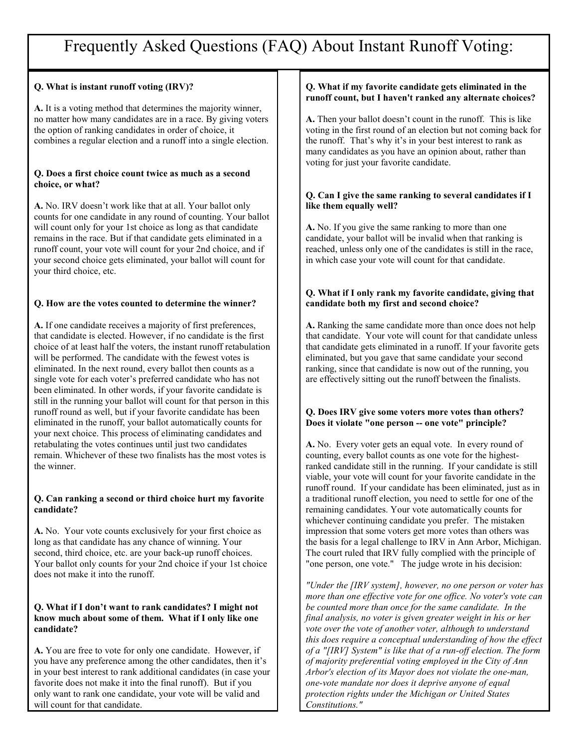# Frequently Asked Questions (FAQ) About Instant Runoff Voting:

**Q. What is instant runoff voting (IRV)?**

**A.** It is a voting method that determines the majority winner, no matter how many candidates are in a race. By giving voters the option of ranking candidates in order of choice, it combines a regular election and a runoff into a single election.

**Q. Does a first choice count twice as much as a second choice, or what?**

**A.** No. IRV doesn't work like that at all. Your ballot only counts for one candidate in any round of counting. Your ballot will count only for your 1st choice as long as that candidate remains in the race. But if that candidate gets eliminated in a runoff count, your vote will count for your 2nd choice, and if your second choice gets eliminated, your ballot will count for your third choice, etc.

**Q. How are the votes counted to determine the winner?**

**A.** If one candidate receives a majority of first preferences, that candidate is elected. However, if no candidate is the first choice of at least half the voters, the instant runoff retabulation will be performed. The candidate with the fewest votes is eliminated. In the next round, every ballot then counts as a single vote for each voter's preferred candidate who has not been eliminated. In other words, if your favorite candidate is still in the running your ballot will count for that person in this runoff round as well, but if your favorite candidate has been eliminated in the runoff, your ballot automatically counts for your next choice. This process of eliminating candidates and retabulating the votes continues until just two candidates remain. Whichever of these two finalists has the most votes is the winner.

**Q. Can ranking a second or third choice hurt my favorite candidate?**

**A.** No. Your vote counts exclusively for your first choice as long as that candidate has any chance of winning. Your second, third choice, etc. are your back-up runoff choices. Your ballot only counts for your 2nd choice if your 1st choice does not make it into the runoff.

**Q. What if I don't want to rank candidates? I might not know much about some of them. What if I only like one candidate?**

**A.** You are free to vote for only one candidate. However, if you have any preference among the other candidates, then it's in your best interest to rank additional candidates (in case your favorite does not make it into the final runoff). But if you only want to rank one candidate, your vote will be valid and will count for that candidate.

**Q. What if my favorite candidate gets eliminated in the runoff count, but I haven't ranked any alternate choices?**

**A.** Then your ballot doesn't count in the runoff. This is like voting in the first round of an election but not coming back for the runoff. That's why it's in your best interest to rank as many candidates as you have an opinion about, rather than voting for just your favorite candidate.

**Q. Can I give the same ranking to several candidates if I like them equally well?**

**A.** No. If you give the same ranking to more than one candidate, your ballot will be invalid when that ranking is reached, unless only one of the candidates is still in the race, in which case your vote will count for that candidate.

**Q. What if I only rank my favorite candidate, giving that candidate both my first and second choice?**

**A.** Ranking the same candidate more than once does not help that candidate. Your vote will count for that candidate unless that candidate gets eliminated in a runoff. If your favorite gets eliminated, but you gave that same candidate your second ranking, since that candidate is now out of the running, you are effectively sitting out the runoff between the finalists.

**Q. Does IRV give some voters more votes than others? Does it violate "one person -- one vote" principle?**

**A.** No. Every voter gets an equal vote. In every round of counting, every ballot counts as one vote for the highest-ranked candidate still in the running. If your candidate is still viable, your vote will count for your favorite candidate in the runoff round. If your candidate has been eliminated, just as in a traditional runoff election, you need to settle for one of the remaining candidates. Your vote automatically counts for whichever continuing candidate you prefer. The mistaken impression that some voters get more votes than others was the basis for a legal challenge to IRV in Ann Arbor, Michigan. The court ruled that IRV fully complied with the principle of "one person, one vote." The judge wrote in his decision:

*"Under the [IRV system], however, no one person or voter has more than one effective vote for one office. No voter's vote can be counted more than once for the same candidate. In the final analysis, no voter is given greater weight in his or her vote over the vote of another voter, although to understand this does require a conceptual understanding of how the effect of a "[IRV] System" is like that of a run-off election. The form of majority preferential voting employed in the City of Ann Arbor's election of its Mayor does not violate the one-man, one-vote mandate nor does it deprive anyone of equal protection rights under the Michigan or United States Constitutions."*